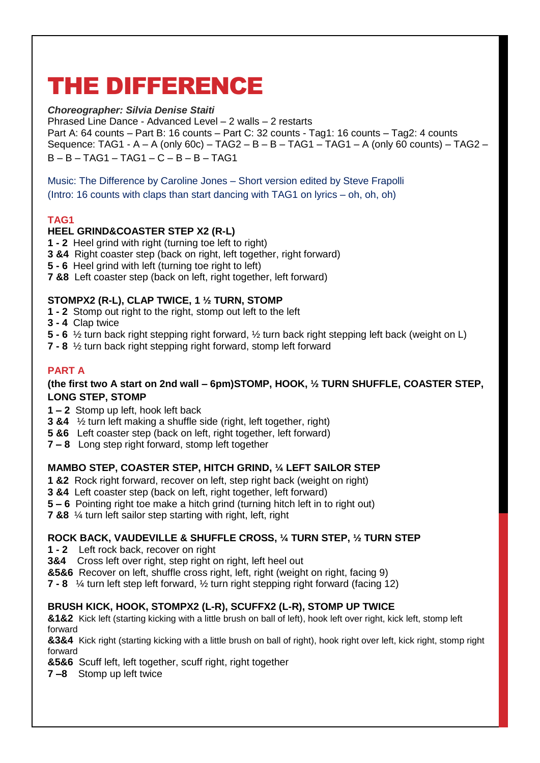# THE DIFFERENCE

***Choreographer: Silvia Denise Staiti***
Phrased Line Dance - Advanced Level – 2 walls – 2 restarts
Part A: 64 counts – Part B: 16 counts – Part C: 32 counts - Tag1: 16 counts – Tag2: 4 counts
Sequence: TAG1 - A – A (only 60c) – TAG2 – B – B – TAG1 – TAG1 – A (only 60 counts) – TAG2 – B – B – TAG1 – TAG1 – C – B – B – TAG1

Music: The Difference by Caroline Jones – Short version edited by Steve Frapolli
(Intro: 16 counts with claps than start dancing with TAG1 on lyrics – oh, oh, oh)

## TAG1

### HEEL GRIND&COASTER STEP X2 (R-L)

**1 - 2** Heel grind with right (turning toe left to right)
**3 &4** Right coaster step (back on right, left together, right forward)
**5 - 6** Heel grind with left (turning toe right to left)
**7 &8** Left coaster step (back on left, right together, left forward)

### STOMPX2 (R-L), CLAP TWICE, 1 ½ TURN, STOMP

**1 - 2** Stomp out right to the right, stomp out left to the left
**3 - 4** Clap twice
**5 - 6** ½ turn back right stepping right forward, ½ turn back right stepping left back (weight on L)
**7 - 8** ½ turn back right stepping right forward, stomp left forward

## PART A

### (the first two A start on 2nd wall – 6pm)STOMP, HOOK, ½ TURN SHUFFLE, COASTER STEP, LONG STEP, STOMP

**1 – 2** Stomp up left, hook left back
**3 &4** ½ turn left making a shuffle side (right, left together, right)
**5 &6** Left coaster step (back on left, right together, left forward)
**7 – 8** Long step right forward, stomp left together

### MAMBO STEP, COASTER STEP, HITCH GRIND, ¼ LEFT SAILOR STEP

**1 &2** Rock right forward, recover on left, step right back (weight on right)
**3 &4** Left coaster step (back on left, right together, left forward)
**5 – 6** Pointing right toe make a hitch grind (turning hitch left in to right out)
**7 &8** ¼ turn left sailor step starting with right, left, right

### ROCK BACK, VAUDEVILLE & SHUFFLE CROSS, ¼ TURN STEP, ½ TURN STEP

**1 - 2** Left rock back, recover on right
**3&4** Cross left over right, step right on right, left heel out
**&5&6** Recover on left, shuffle cross right, left, right (weight on right, facing 9)
**7 - 8** ¼ turn left step left forward, ½ turn right stepping right forward (facing 12)

### BRUSH KICK, HOOK, STOMPX2 (L-R), SCUFFX2 (L-R), STOMP UP TWICE

**&1&2** Kick left (starting kicking with a little brush on ball of left), hook left over right, kick left, stomp left forward
**&3&4** Kick right (starting kicking with a little brush on ball of right), hook right over left, kick right, stomp right forward
**&5&6** Scuff left, left together, scuff right, right together
**7 –8** Stomp up left twice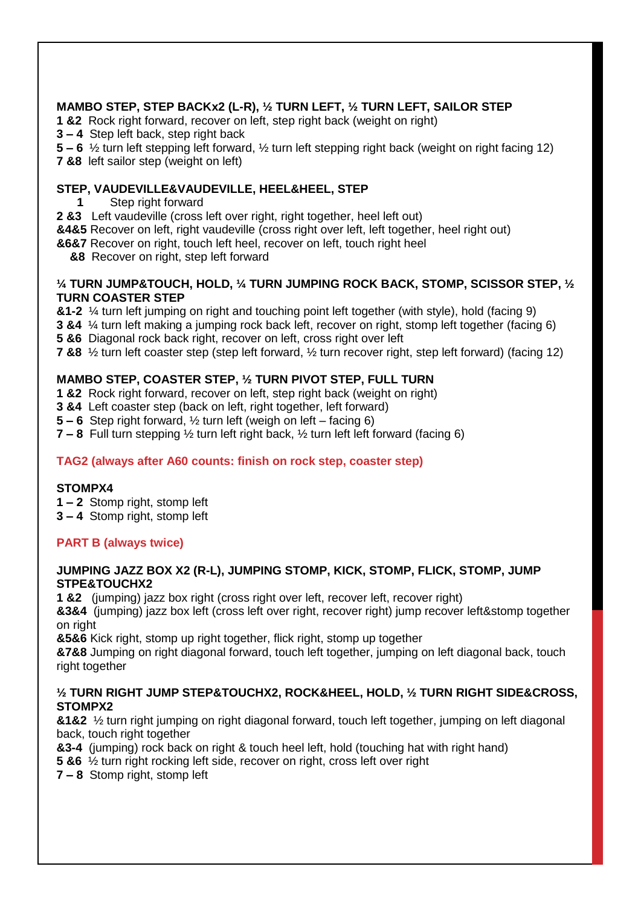**MAMBO STEP, STEP BACKx2 (L-R), ½ TURN LEFT, ½ TURN LEFT, SAILOR STEP**

**1 &2** Rock right forward, recover on left, step right back (weight on right)
**3 – 4** Step left back, step right back
**5 – 6** ½ turn left stepping left forward, ½ turn left stepping right back (weight on right facing 12)
**7 &8** left sailor step (weight on left)

**STEP, VAUDEVILLE&VAUDEVILLE, HEEL&HEEL, STEP**

**1** Step right forward
**2 &3** Left vaudeville (cross left over right, right together, heel left out)
**&4&5** Recover on left, right vaudeville (cross right over left, left together, heel right out)
**&6&7** Recover on right, touch left heel, recover on left, touch right heel
**&8** Recover on right, step left forward

**¼ TURN JUMP&TOUCH, HOLD, ¼ TURN JUMPING ROCK BACK, STOMP, SCISSOR STEP, ½ TURN COASTER STEP**

**&1-2** ¼ turn left jumping on right and touching point left together (with style), hold (facing 9)
**3 &4** ¼ turn left making a jumping rock back left, recover on right, stomp left together (facing 6)
**5 &6** Diagonal rock back right, recover on left, cross right over left
**7 &8** ½ turn left coaster step (step left forward, ½ turn recover right, step left forward) (facing 12)

**MAMBO STEP, COASTER STEP, ½ TURN PIVOT STEP, FULL TURN**

**1 &2** Rock right forward, recover on left, step right back (weight on right)
**3 &4** Left coaster step (back on left, right together, left forward)
**5 – 6** Step right forward, ½ turn left (weigh on left – facing 6)
**7 – 8** Full turn stepping ½ turn left right back, ½ turn left left forward (facing 6)

**TAG2 (always after A60 counts: finish on rock step, coaster step)**

**STOMPX4**

**1 – 2** Stomp right, stomp left
**3 – 4** Stomp right, stomp left

**PART B (always twice)**

**JUMPING JAZZ BOX X2 (R-L), JUMPING STOMP, KICK, STOMP, FLICK, STOMP, JUMP STPE&TOUCHX2**

**1 &2** (jumping) jazz box right (cross right over left, recover left, recover right)
**&3&4** (jumping) jazz box left (cross left over right, recover right) jump recover left&stomp together on right
**&5&6** Kick right, stomp up right together, flick right, stomp up together
**&7&8** Jumping on right diagonal forward, touch left together, jumping on left diagonal back, touch right together

**½ TURN RIGHT JUMP STEP&TOUCHX2, ROCK&HEEL, HOLD, ½ TURN RIGHT SIDE&CROSS, STOMPX2**

**&1&2** ½ turn right jumping on right diagonal forward, touch left together, jumping on left diagonal back, touch right together
**&3-4** (jumping) rock back on right & touch heel left, hold (touching hat with right hand)
**5 &6** ½ turn right rocking left side, recover on right, cross left over right
**7 – 8** Stomp right, stomp left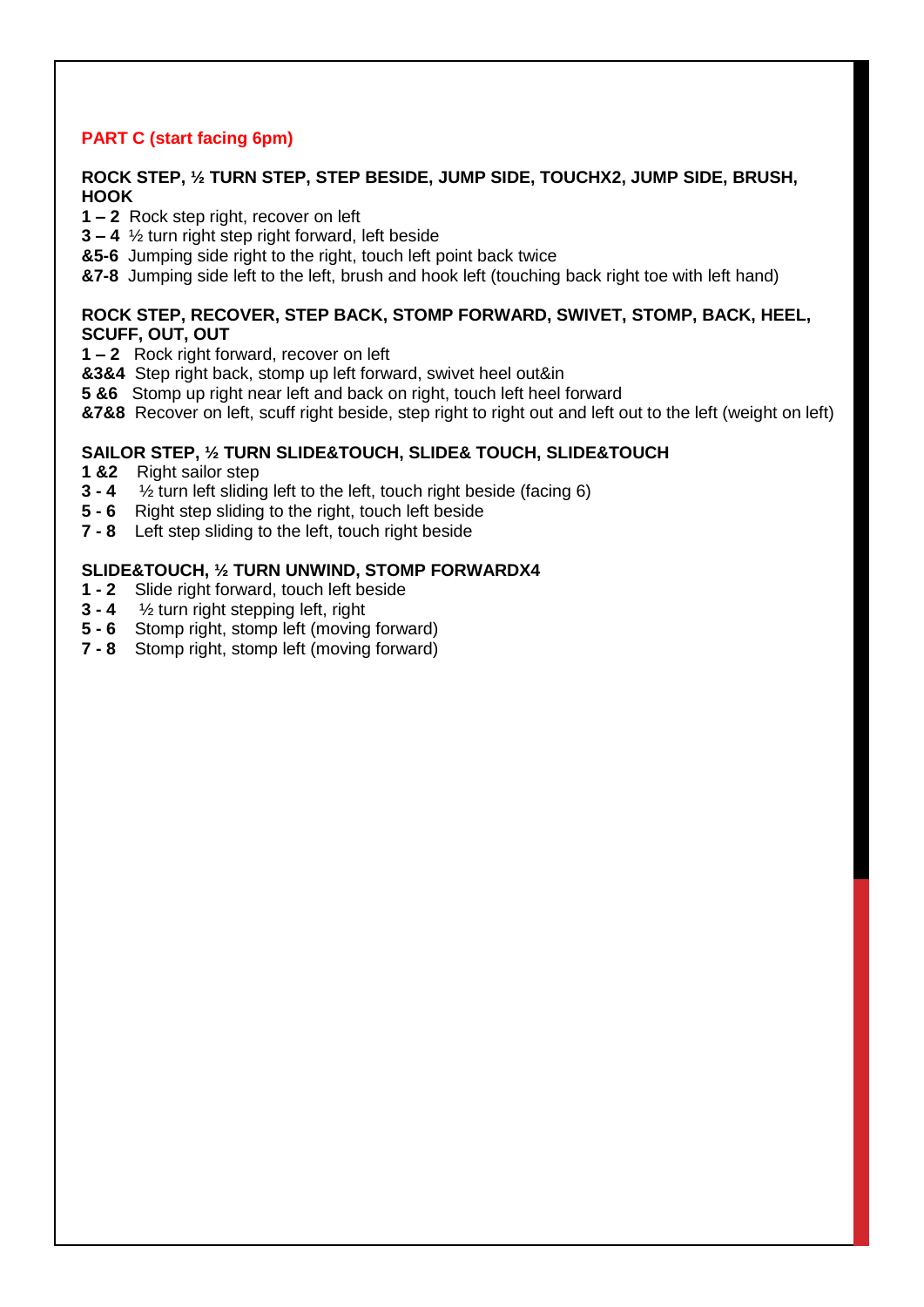## PART C (start facing 6pm)

**ROCK STEP, ½ TURN STEP, STEP BESIDE, JUMP SIDE, TOUCHX2, JUMP SIDE, BRUSH, HOOK**

**1 – 2** Rock step right, recover on left
**3 – 4** ½ turn right step right forward, left beside
**&5-6** Jumping side right to the right, touch left point back twice
**&7-8** Jumping side left to the left, brush and hook left (touching back right toe with left hand)

**ROCK STEP, RECOVER, STEP BACK, STOMP FORWARD, SWIVET, STOMP, BACK, HEEL, SCUFF, OUT, OUT**

**1 – 2** Rock right forward, recover on left
**&3&4** Step right back, stomp up left forward, swivet heel out&in
**5 &6** Stomp up right near left and back on right, touch left heel forward
**&7&8** Recover on left, scuff right beside, step right to right out and left out to the left (weight on left)

**SAILOR STEP, ½ TURN SLIDE&TOUCH, SLIDE& TOUCH, SLIDE&TOUCH**

**1 &2** Right sailor step
**3 - 4** ½ turn left sliding left to the left, touch right beside (facing 6)
**5 - 6** Right step sliding to the right, touch left beside
**7 - 8** Left step sliding to the left, touch right beside

**SLIDE&TOUCH, ½ TURN UNWIND, STOMP FORWARDX4**

**1 - 2** Slide right forward, touch left beside
**3 - 4** ½ turn right stepping left, right
**5 - 6** Stomp right, stomp left (moving forward)
**7 - 8** Stomp right, stomp left (moving forward)